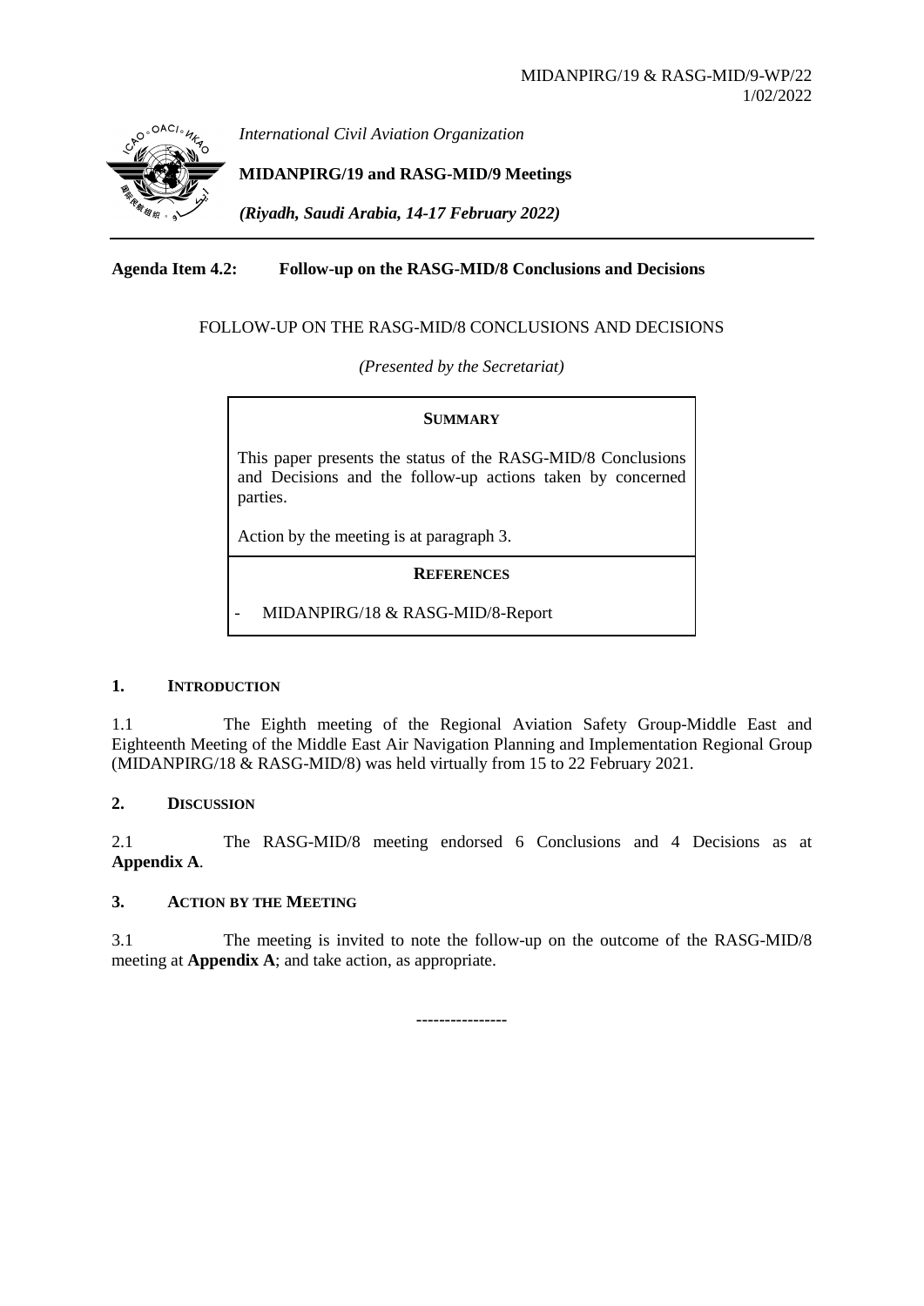MIDANPIRG/19 & RASG-MID/9-WP/22
1/02/2022

*International Civil Aviation Organization*

**MIDANPIRG/19 and RASG-MID/9 Meetings**

***(Riyadh, Saudi Arabia, 14-17 February 2022)***

---

**Agenda Item 4.2: Follow-up on the RASG-MID/8 Conclusions and Decisions**

FOLLOW-UP ON THE RASG-MID/8 CONCLUSIONS AND DECISIONS

*(Presented by the Secretariat)*

| **SUMMARY** |
|---|
| This paper presents the status of the RASG-MID/8 Conclusions and Decisions and the follow-up actions taken by concerned parties.<br><br>Action by the meeting is at paragraph 3. |
| **REFERENCES** |
| - MIDANPIRG/18 & RASG-MID/8-Report |

## 1. INTRODUCTION

1.1 The Eighth meeting of the Regional Aviation Safety Group-Middle East and Eighteenth Meeting of the Middle East Air Navigation Planning and Implementation Regional Group (MIDANPIRG/18 & RASG-MID/8) was held virtually from 15 to 22 February 2021.

## 2. DISCUSSION

2.1 The RASG-MID/8 meeting endorsed 6 Conclusions and 4 Decisions as at **Appendix A**.

## 3. ACTION BY THE MEETING

3.1 The meeting is invited to note the follow-up on the outcome of the RASG-MID/8 meeting at **Appendix A**; and take action, as appropriate.

----------------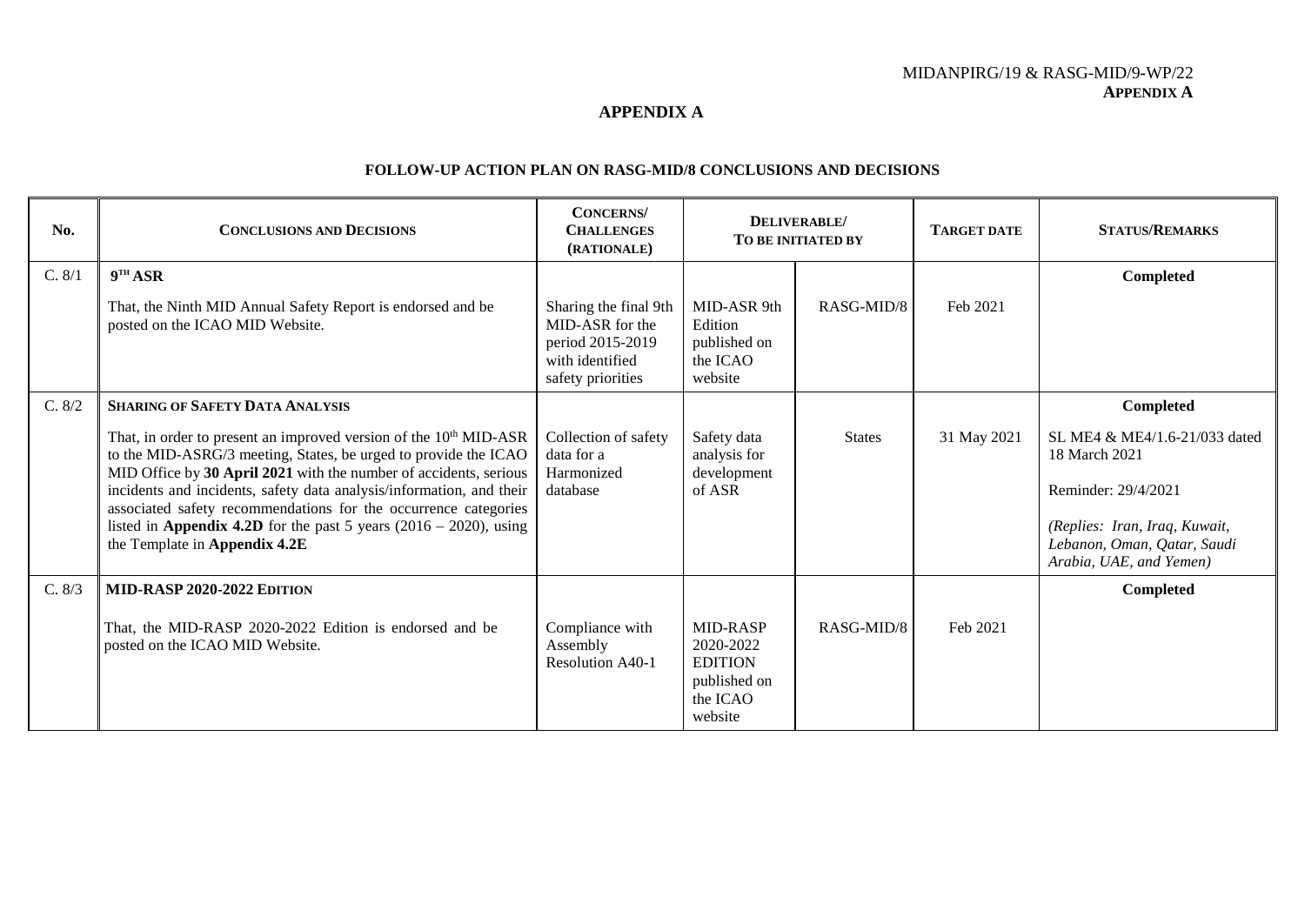## APPENDIX A

### FOLLOW-UP ACTION PLAN ON RASG-MID/8 CONCLUSIONS AND DECISIONS

| No. | Conclusions and Decisions | Concerns/ Challenges (Rationale) | Deliverable/ To be initiated by | | Target date | Status/Remarks |
|---|---|---|---|---|---|---|
| C. 8/1 | **9TH ASR**<br><br>That, the Ninth MID Annual Safety Report is endorsed and be posted on the ICAO MID Website. | Sharing the final 9th MID-ASR for the period 2015-2019 with identified safety priorities | MID-ASR 9th Edition published on the ICAO website | RASG-MID/8 | Feb 2021 | **Completed** |
| C. 8/2 | **Sharing of Safety Data Analysis**<br><br>That, in order to present an improved version of the 10th MID-ASR to the MID-ASRG/3 meeting, States, be urged to provide the ICAO MID Office by **30 April 2021** with the number of accidents, serious incidents and incidents, safety data analysis/information, and their associated safety recommendations for the occurrence categories listed in **Appendix 4.2D** for the past 5 years (2016 – 2020), using the Template in **Appendix 4.2E** | Collection of safety data for a Harmonized database | Safety data analysis for development of ASR | States | 31 May 2021 | **Completed**<br><br>SL ME4 & ME4/1.6-21/033 dated 18 March 2021<br><br>Reminder: 29/4/2021<br><br>*(Replies: Iran, Iraq, Kuwait, Lebanon, Oman, Qatar, Saudi Arabia, UAE, and Yemen)* |
| C. 8/3 | **MID-RASP 2020-2022 Edition**<br><br>That, the MID-RASP 2020-2022 Edition is endorsed and be posted on the ICAO MID Website. | Compliance with Assembly Resolution A40-1 | MID-RASP 2020-2022 EDITION published on the ICAO website | RASG-MID/8 | Feb 2021 | **Completed** |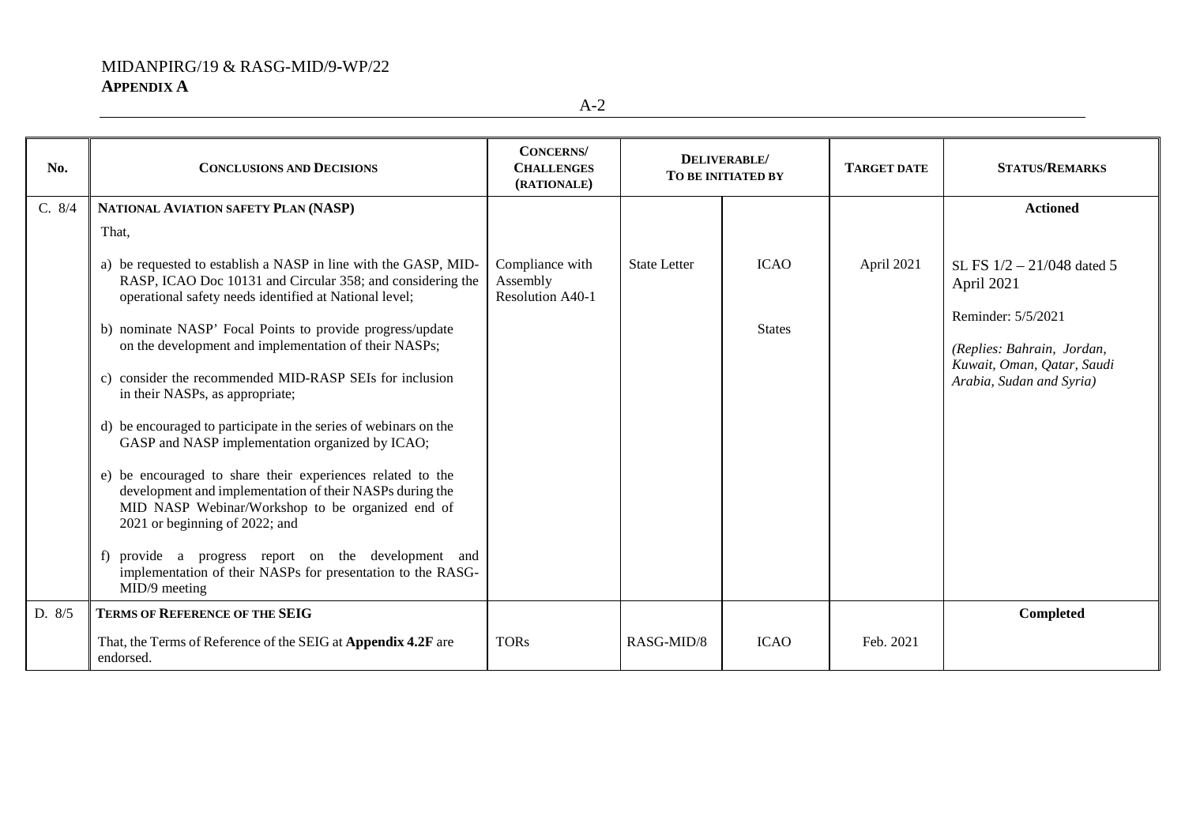| No. | CONCLUSIONS AND DECISIONS | CONCERNS/ CHALLENGES (RATIONALE) | DELIVERABLE/ TO BE INITIATED BY | | TARGET DATE | STATUS/REMARKS |
|---|---|---|---|---|---|---|
| C. 8/4 | **NATIONAL AVIATION SAFETY PLAN (NASP)** | | | | | **Actioned** |
| | That, | | | | | |
| | a) be requested to establish a NASP in line with the GASP, MID-RASP, ICAO Doc 10131 and Circular 358; and considering the operational safety needs identified at National level; | Compliance with Assembly Resolution A40-1 | State Letter | ICAO | April 2021 | SL FS 1/2 – 21/048 dated 5 April 2021 |
| | b) nominate NASP' Focal Points to provide progress/update on the development and implementation of their NASPs; | | | States | | Reminder: 5/5/2021<br>*(Replies: Bahrain, Jordan, Kuwait, Oman, Qatar, Saudi Arabia, Sudan and Syria)* |
| | c) consider the recommended MID-RASP SEIs for inclusion in their NASPs, as appropriate; | | | | | |
| | d) be encouraged to participate in the series of webinars on the GASP and NASP implementation organized by ICAO; | | | | | |
| | e) be encouraged to share their experiences related to the development and implementation of their NASPs during the MID NASP Webinar/Workshop to be organized end of 2021 or beginning of 2022; and | | | | | |
| | f) provide a progress report on the development and implementation of their NASPs for presentation to the RASG-MID/9 meeting | | | | | |
| D. 8/5 | **TERMS OF REFERENCE OF THE SEIG** | | | | | **Completed** |
| | That, the Terms of Reference of the SEIG at **Appendix 4.2F** are endorsed. | TORs | RASG-MID/8 | ICAO | Feb. 2021 | |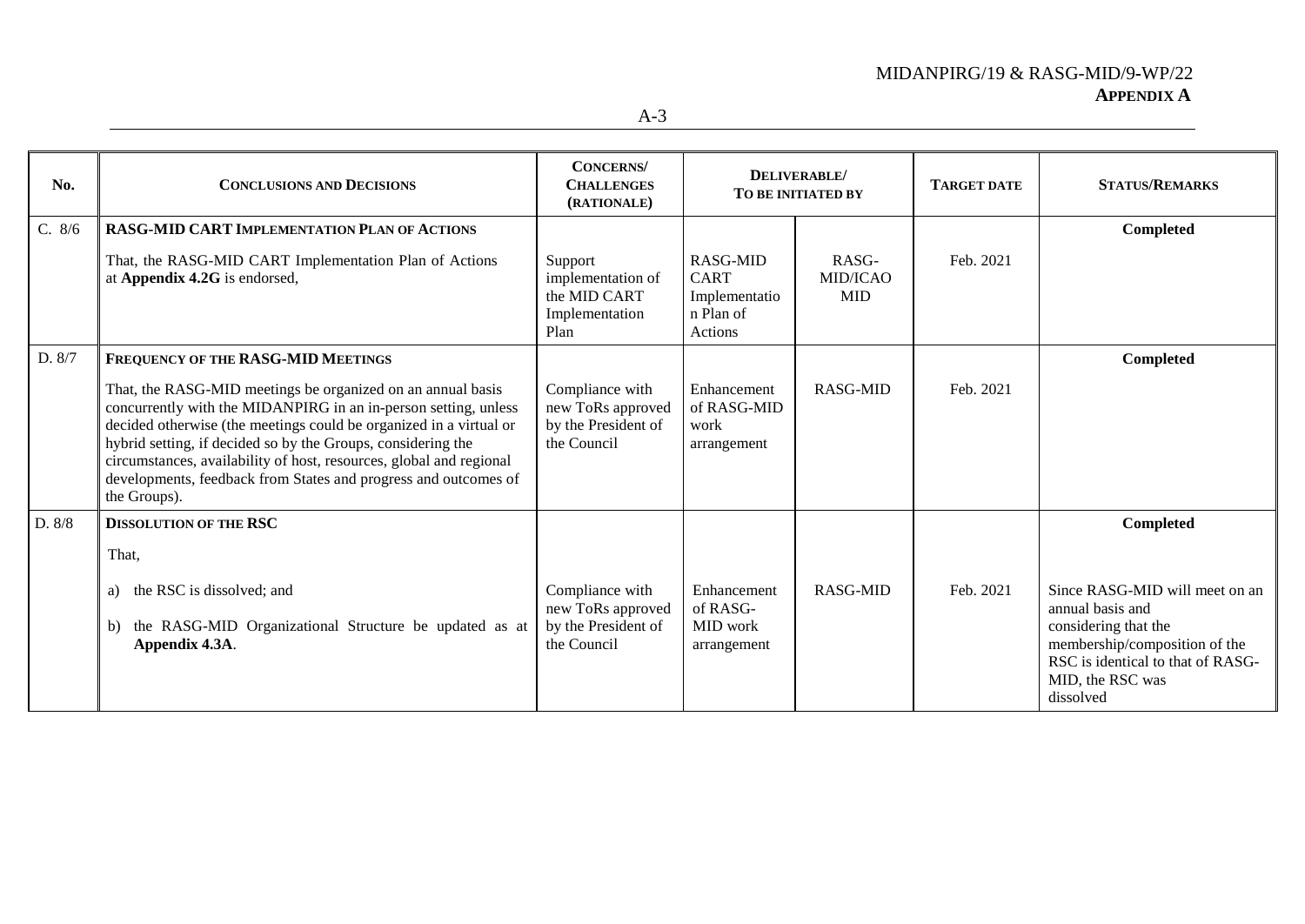| No. | CONCLUSIONS AND DECISIONS | CONCERNS/ CHALLENGES (RATIONALE) | DELIVERABLE/ TO BE INITIATED BY | | TARGET DATE | STATUS/REMARKS |
|---|---|---|---|---|---|---|
| C. 8/6 | **RASG-MID CART IMPLEMENTATION PLAN OF ACTIONS**<br><br>That, the RASG-MID CART Implementation Plan of Actions at **Appendix 4.2G** is endorsed, | Support implementation of the MID CART Implementation Plan | RASG-MID CART Implementation Plan of Actions | RASG-MID/ICAO MID | Feb. 2021 | **Completed** |
| D. 8/7 | **FREQUENCY OF THE RASG-MID MEETINGS**<br><br>That, the RASG-MID meetings be organized on an annual basis concurrently with the MIDANPIRG in an in-person setting, unless decided otherwise (the meetings could be organized in a virtual or hybrid setting, if decided so by the Groups, considering the circumstances, availability of host, resources, global and regional developments, feedback from States and progress and outcomes of the Groups). | Compliance with new ToRs approved by the President of the Council | Enhancement of RASG-MID work arrangement | RASG-MID | Feb. 2021 | **Completed** |
| D. 8/8 | **DISSOLUTION OF THE RSC**<br><br>That,<br><br>a) the RSC is dissolved; and<br><br>b) the RASG-MID Organizational Structure be updated as at **Appendix 4.3A**. | Compliance with new ToRs approved by the President of the Council | Enhancement of RASG-MID work arrangement | RASG-MID | Feb. 2021 | **Completed**<br><br>Since RASG-MID will meet on an annual basis and considering that the membership/composition of the RSC is identical to that of RASG-MID, the RSC was dissolved |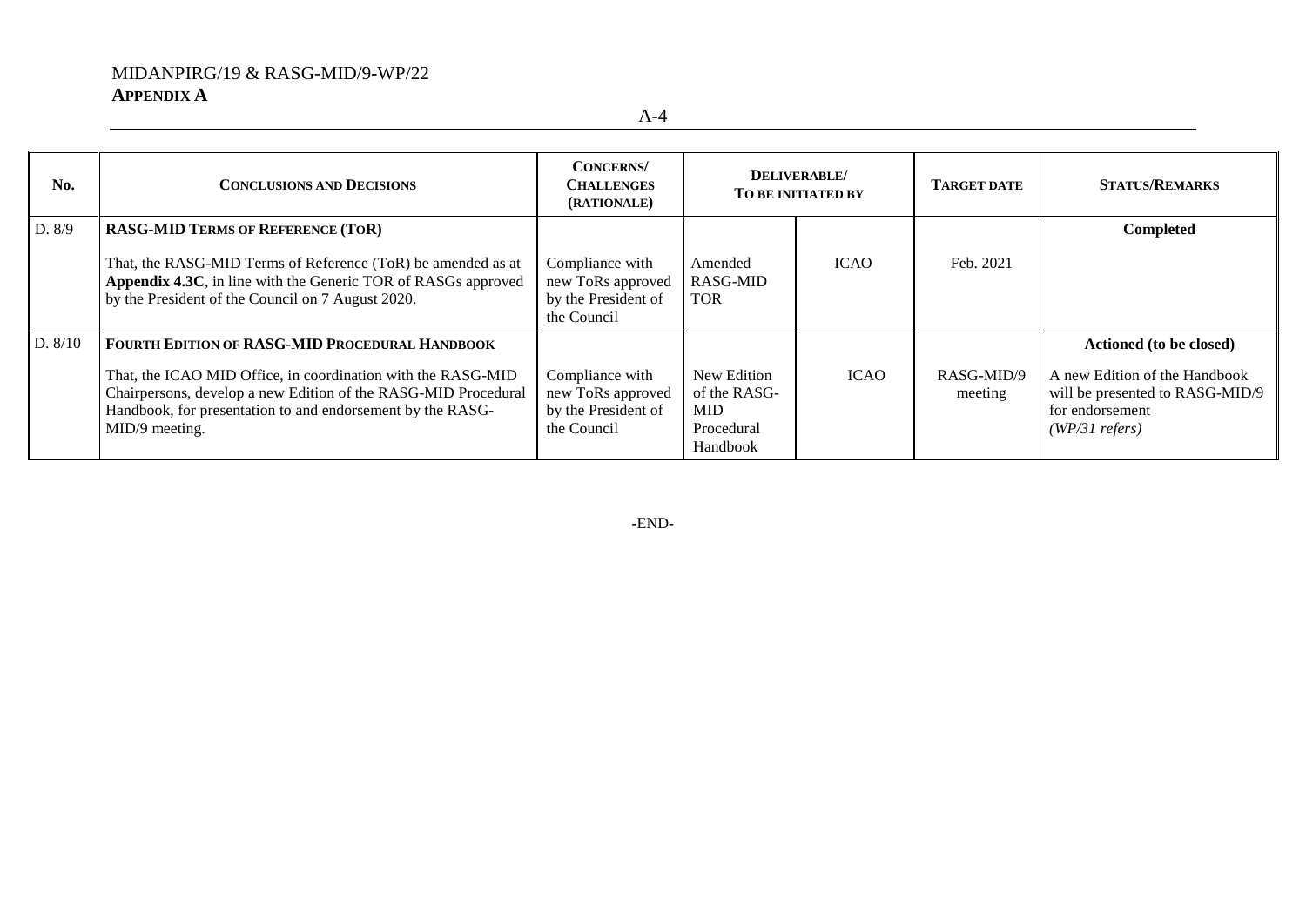| No. | Conclusions and Decisions | Concerns/ Challenges (Rationale) | Deliverable/ To be initiated by | | Target date | Status/Remarks |
|---|---|---|---|---|---|---|
| D. 8/9 | **RASG-MID Terms of Reference (ToR)**<br><br>That, the RASG-MID Terms of Reference (ToR) be amended as at **Appendix 4.3C**, in line with the Generic TOR of RASGs approved by the President of the Council on 7 August 2020. | Compliance with new ToRs approved by the President of the Council | Amended RASG-MID TOR | ICAO | Feb. 2021 | **Completed** |
| D. 8/10 | **Fourth Edition of RASG-MID Procedural Handbook**<br><br>That, the ICAO MID Office, in coordination with the RASG-MID Chairpersons, develop a new Edition of the RASG-MID Procedural Handbook, for presentation to and endorsement by the RASG-MID/9 meeting. | Compliance with new ToRs approved by the President of the Council | New Edition of the RASG-MID Procedural Handbook | ICAO | RASG-MID/9 meeting | **Actioned (to be closed)**<br><br>A new Edition of the Handbook will be presented to RASG-MID/9 for endorsement *(WP/31 refers)* |

-END-